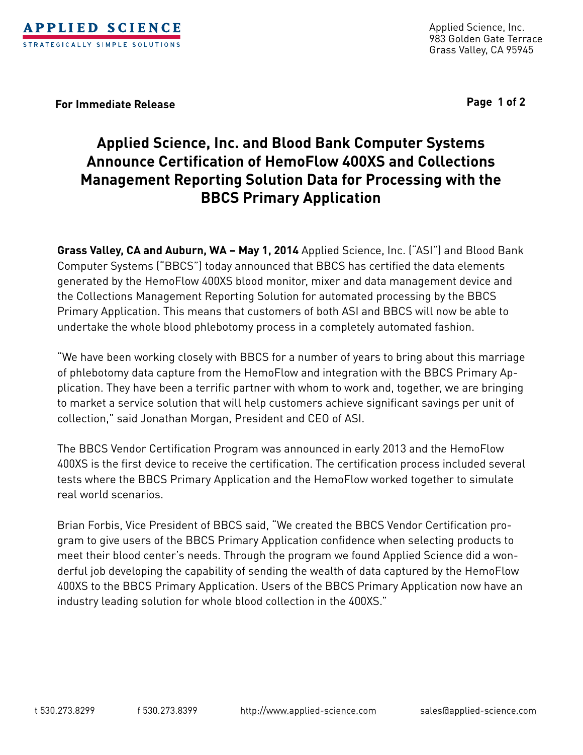**APPLIED SCIENCE**
STRATEGICALLY SIMPLE SOLUTIONS

Applied Science, Inc.
983 Golden Gate Terrace
Grass Valley, CA 95945

**For Immediate Release**

# Applied Science, Inc. and Blood Bank Computer Systems Announce Certification of HemoFlow 400XS and Collections Management Reporting Solution Data for Processing with the BBCS Primary Application

**Grass Valley, CA and Auburn, WA – May 1, 2014** Applied Science, Inc. ("ASI") and Blood Bank Computer Systems ("BBCS") today announced that BBCS has certified the data elements generated by the HemoFlow 400XS blood monitor, mixer and data management device and the Collections Management Reporting Solution for automated processing by the BBCS Primary Application. This means that customers of both ASI and BBCS will now be able to undertake the whole blood phlebotomy process in a completely automated fashion.

"We have been working closely with BBCS for a number of years to bring about this marriage of phlebotomy data capture from the HemoFlow and integration with the BBCS Primary Application. They have been a terrific partner with whom to work and, together, we are bringing to market a service solution that will help customers achieve significant savings per unit of collection," said Jonathan Morgan, President and CEO of ASI.

The BBCS Vendor Certification Program was announced in early 2013 and the HemoFlow 400XS is the first device to receive the certification. The certification process included several tests where the BBCS Primary Application and the HemoFlow worked together to simulate real world scenarios.

Brian Forbis, Vice President of BBCS said, "We created the BBCS Vendor Certification program to give users of the BBCS Primary Application confidence when selecting products to meet their blood center's needs. Through the program we found Applied Science did a wonderful job developing the capability of sending the wealth of data captured by the HemoFlow 400XS to the BBCS Primary Application. Users of the BBCS Primary Application now have an industry leading solution for whole blood collection in the 400XS."

t 530.273.8299 f 530.273.8399 http://www.applied-science.com sales@applied-science.com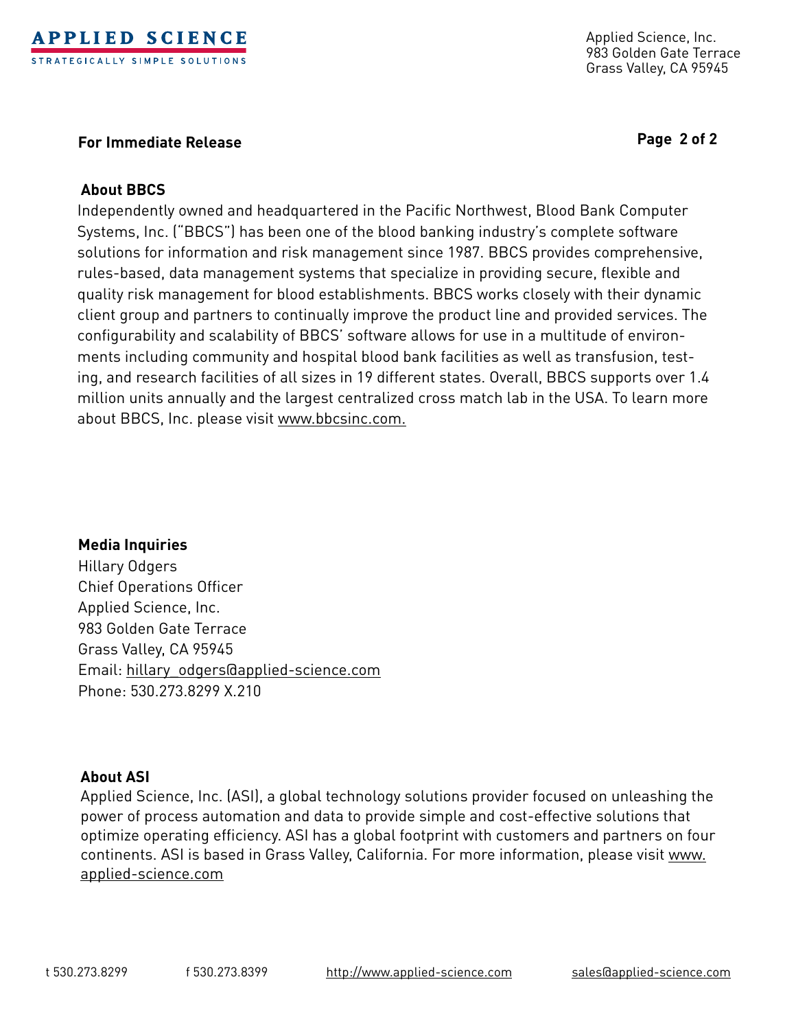**For Immediate Release**

## About BBCS

Independently owned and headquartered in the Pacific Northwest, Blood Bank Computer Systems, Inc. ("BBCS") has been one of the blood banking industry's complete software solutions for information and risk management since 1987. BBCS provides comprehensive, rules-based, data management systems that specialize in providing secure, flexible and quality risk management for blood establishments. BBCS works closely with their dynamic client group and partners to continually improve the product line and provided services. The configurability and scalability of BBCS' software allows for use in a multitude of environments including community and hospital blood bank facilities as well as transfusion, testing, and research facilities of all sizes in 19 different states. Overall, BBCS supports over 1.4 million units annually and the largest centralized cross match lab in the USA. To learn more about BBCS, Inc. please visit www.bbcsinc.com.

**Media Inquiries**

Hillary Odgers
Chief Operations Officer
Applied Science, Inc.
983 Golden Gate Terrace
Grass Valley, CA 95945
Email: hillary_odgers@applied-science.com
Phone: 530.273.8299 X.210

## About ASI

Applied Science, Inc. (ASI), a global technology solutions provider focused on unleashing the power of process automation and data to provide simple and cost-effective solutions that optimize operating efficiency. ASI has a global footprint with customers and partners on four continents. ASI is based in Grass Valley, California. For more information, please visit www.applied-science.com